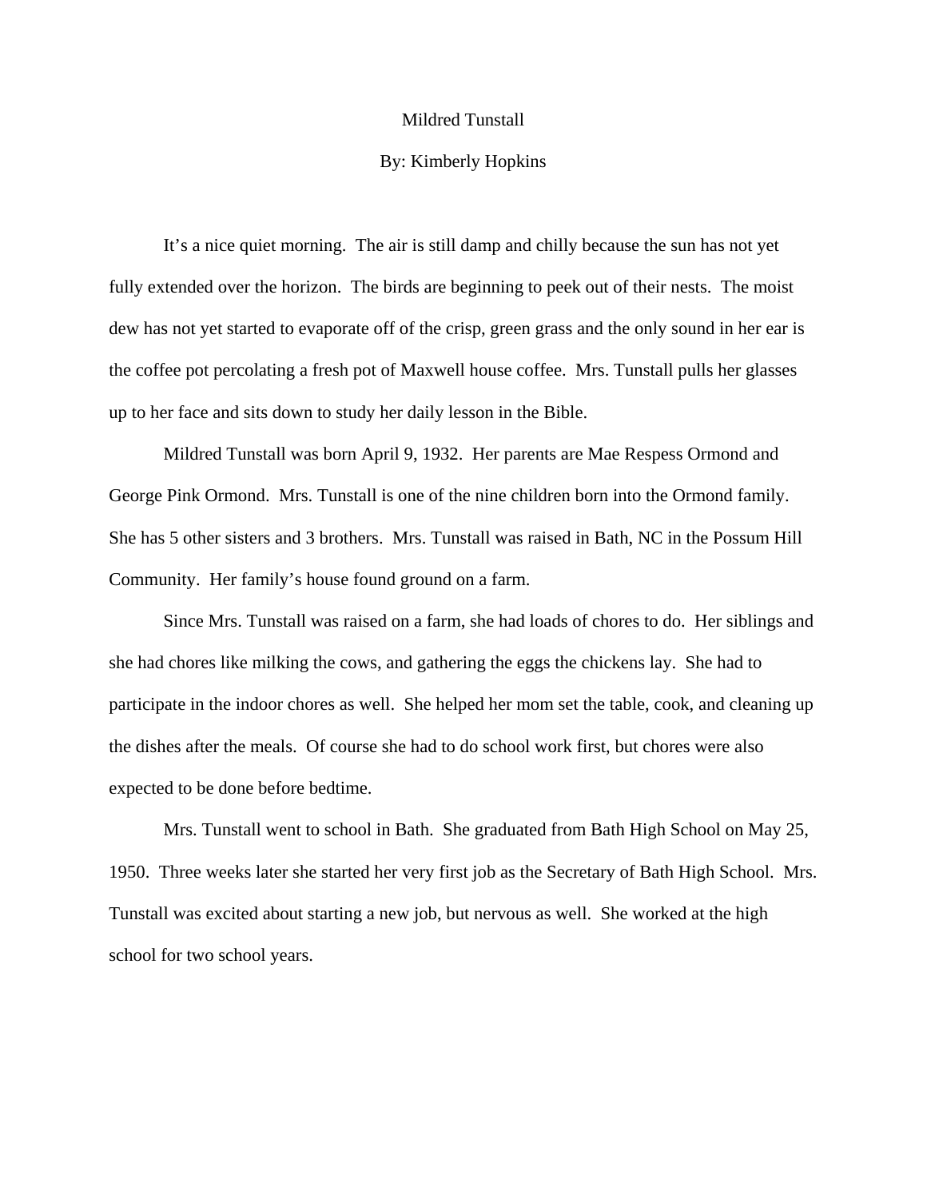# Mildred Tunstall

By: Kimberly Hopkins

It's a nice quiet morning. The air is still damp and chilly because the sun has not yet fully extended over the horizon. The birds are beginning to peek out of their nests. The moist dew has not yet started to evaporate off of the crisp, green grass and the only sound in her ear is the coffee pot percolating a fresh pot of Maxwell house coffee. Mrs. Tunstall pulls her glasses up to her face and sits down to study her daily lesson in the Bible.

Mildred Tunstall was born April 9, 1932. Her parents are Mae Respess Ormond and George Pink Ormond. Mrs. Tunstall is one of the nine children born into the Ormond family. She has 5 other sisters and 3 brothers. Mrs. Tunstall was raised in Bath, NC in the Possum Hill Community. Her family's house found ground on a farm.

Since Mrs. Tunstall was raised on a farm, she had loads of chores to do. Her siblings and she had chores like milking the cows, and gathering the eggs the chickens lay. She had to participate in the indoor chores as well. She helped her mom set the table, cook, and cleaning up the dishes after the meals. Of course she had to do school work first, but chores were also expected to be done before bedtime.

Mrs. Tunstall went to school in Bath. She graduated from Bath High School on May 25, 1950. Three weeks later she started her very first job as the Secretary of Bath High School. Mrs. Tunstall was excited about starting a new job, but nervous as well. She worked at the high school for two school years.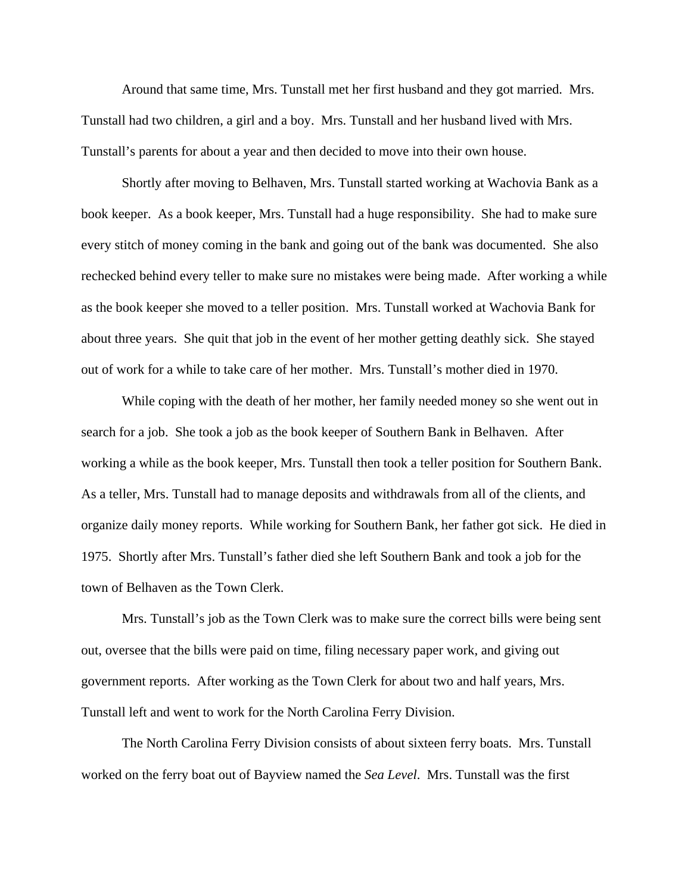Around that same time, Mrs. Tunstall met her first husband and they got married. Mrs. Tunstall had two children, a girl and a boy. Mrs. Tunstall and her husband lived with Mrs. Tunstall's parents for about a year and then decided to move into their own house.

Shortly after moving to Belhaven, Mrs. Tunstall started working at Wachovia Bank as a book keeper. As a book keeper, Mrs. Tunstall had a huge responsibility. She had to make sure every stitch of money coming in the bank and going out of the bank was documented. She also rechecked behind every teller to make sure no mistakes were being made. After working a while as the book keeper she moved to a teller position. Mrs. Tunstall worked at Wachovia Bank for about three years. She quit that job in the event of her mother getting deathly sick. She stayed out of work for a while to take care of her mother. Mrs. Tunstall's mother died in 1970.

While coping with the death of her mother, her family needed money so she went out in search for a job. She took a job as the book keeper of Southern Bank in Belhaven. After working a while as the book keeper, Mrs. Tunstall then took a teller position for Southern Bank. As a teller, Mrs. Tunstall had to manage deposits and withdrawals from all of the clients, and organize daily money reports. While working for Southern Bank, her father got sick. He died in 1975. Shortly after Mrs. Tunstall's father died she left Southern Bank and took a job for the town of Belhaven as the Town Clerk.

Mrs. Tunstall's job as the Town Clerk was to make sure the correct bills were being sent out, oversee that the bills were paid on time, filing necessary paper work, and giving out government reports. After working as the Town Clerk for about two and half years, Mrs. Tunstall left and went to work for the North Carolina Ferry Division.

The North Carolina Ferry Division consists of about sixteen ferry boats. Mrs. Tunstall worked on the ferry boat out of Bayview named the *Sea Level*. Mrs. Tunstall was the first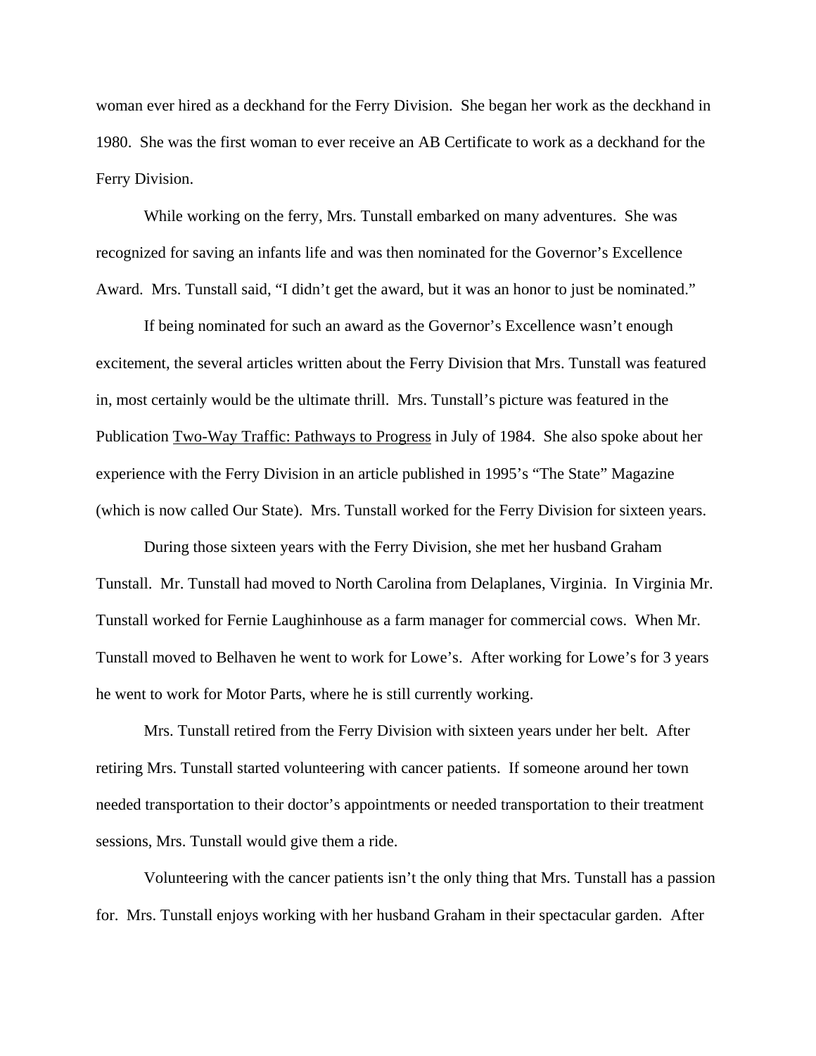woman ever hired as a deckhand for the Ferry Division. She began her work as the deckhand in 1980. She was the first woman to ever receive an AB Certificate to work as a deckhand for the Ferry Division.

While working on the ferry, Mrs. Tunstall embarked on many adventures. She was recognized for saving an infants life and was then nominated for the Governor's Excellence Award. Mrs. Tunstall said, "I didn't get the award, but it was an honor to just be nominated."

If being nominated for such an award as the Governor's Excellence wasn't enough excitement, the several articles written about the Ferry Division that Mrs. Tunstall was featured in, most certainly would be the ultimate thrill. Mrs. Tunstall's picture was featured in the Publication <u>Two-Way Traffic: Pathways to Progress</u> in July of 1984. She also spoke about her experience with the Ferry Division in an article published in 1995's "The State" Magazine (which is now called Our State). Mrs. Tunstall worked for the Ferry Division for sixteen years.

During those sixteen years with the Ferry Division, she met her husband Graham Tunstall. Mr. Tunstall had moved to North Carolina from Delaplanes, Virginia. In Virginia Mr. Tunstall worked for Fernie Laughinhouse as a farm manager for commercial cows. When Mr. Tunstall moved to Belhaven he went to work for Lowe's. After working for Lowe's for 3 years he went to work for Motor Parts, where he is still currently working.

Mrs. Tunstall retired from the Ferry Division with sixteen years under her belt. After retiring Mrs. Tunstall started volunteering with cancer patients. If someone around her town needed transportation to their doctor's appointments or needed transportation to their treatment sessions, Mrs. Tunstall would give them a ride.

Volunteering with the cancer patients isn't the only thing that Mrs. Tunstall has a passion for. Mrs. Tunstall enjoys working with her husband Graham in their spectacular garden. After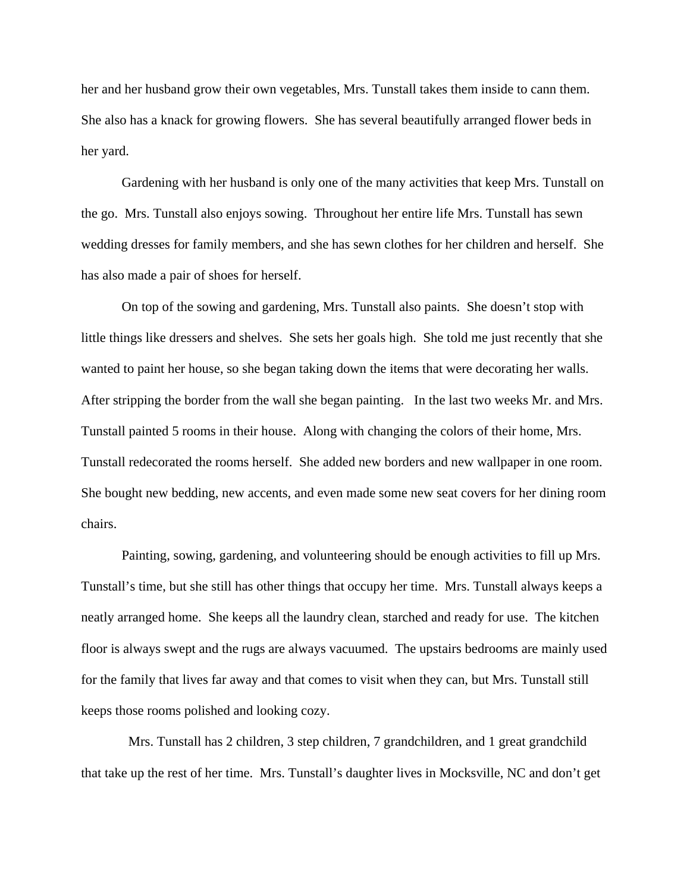her and her husband grow their own vegetables, Mrs. Tunstall takes them inside to cann them. She also has a knack for growing flowers. She has several beautifully arranged flower beds in her yard.

Gardening with her husband is only one of the many activities that keep Mrs. Tunstall on the go. Mrs. Tunstall also enjoys sowing. Throughout her entire life Mrs. Tunstall has sewn wedding dresses for family members, and she has sewn clothes for her children and herself. She has also made a pair of shoes for herself.

On top of the sowing and gardening, Mrs. Tunstall also paints. She doesn't stop with little things like dressers and shelves. She sets her goals high. She told me just recently that she wanted to paint her house, so she began taking down the items that were decorating her walls. After stripping the border from the wall she began painting. In the last two weeks Mr. and Mrs. Tunstall painted 5 rooms in their house. Along with changing the colors of their home, Mrs. Tunstall redecorated the rooms herself. She added new borders and new wallpaper in one room. She bought new bedding, new accents, and even made some new seat covers for her dining room chairs.

Painting, sowing, gardening, and volunteering should be enough activities to fill up Mrs. Tunstall's time, but she still has other things that occupy her time. Mrs. Tunstall always keeps a neatly arranged home. She keeps all the laundry clean, starched and ready for use. The kitchen floor is always swept and the rugs are always vacuumed. The upstairs bedrooms are mainly used for the family that lives far away and that comes to visit when they can, but Mrs. Tunstall still keeps those rooms polished and looking cozy.

Mrs. Tunstall has 2 children, 3 step children, 7 grandchildren, and 1 great grandchild that take up the rest of her time. Mrs. Tunstall's daughter lives in Mocksville, NC and don't get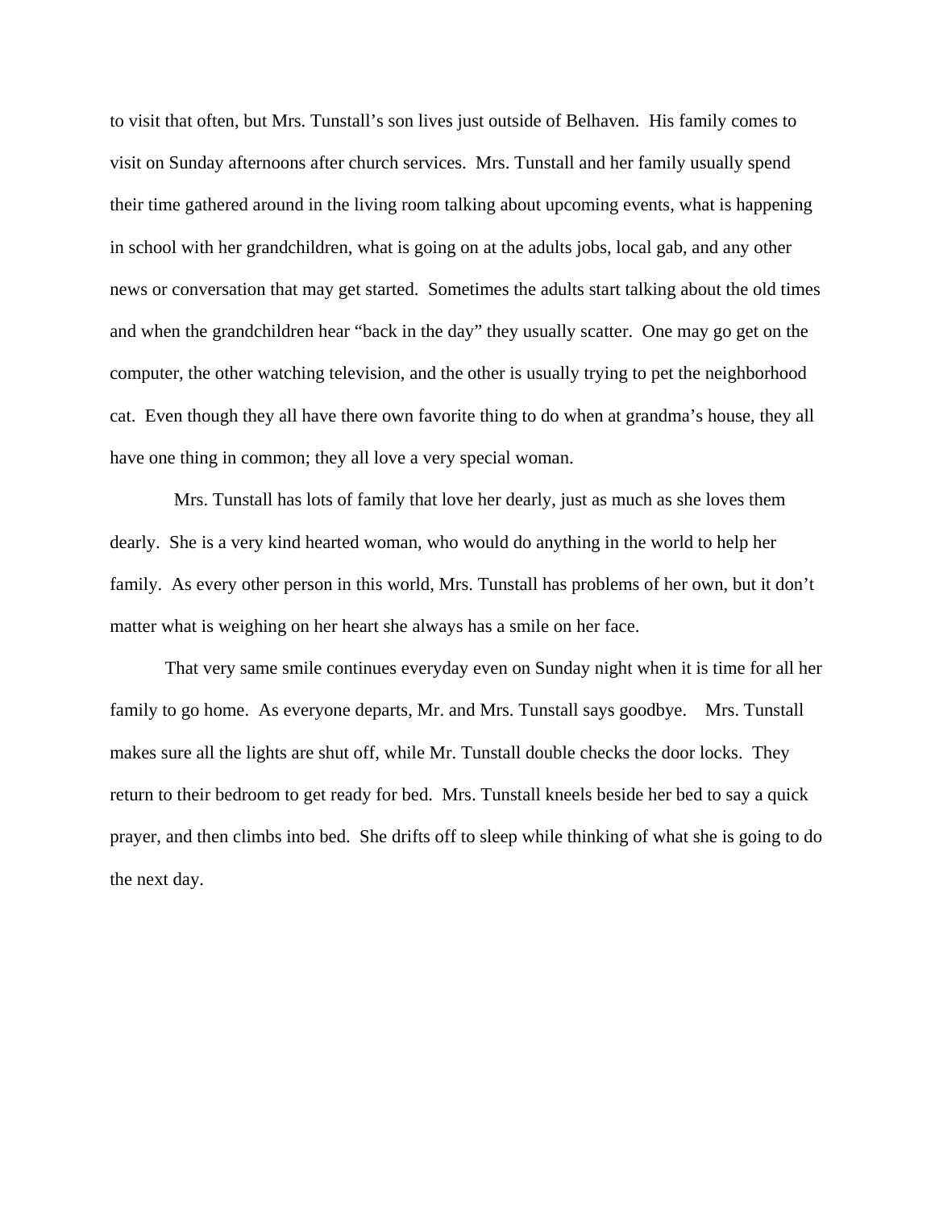to visit that often, but Mrs. Tunstall's son lives just outside of Belhaven. His family comes to visit on Sunday afternoons after church services. Mrs. Tunstall and her family usually spend their time gathered around in the living room talking about upcoming events, what is happening in school with her grandchildren, what is going on at the adults jobs, local gab, and any other news or conversation that may get started. Sometimes the adults start talking about the old times and when the grandchildren hear "back in the day" they usually scatter. One may go get on the computer, the other watching television, and the other is usually trying to pet the neighborhood cat. Even though they all have there own favorite thing to do when at grandma's house, they all have one thing in common; they all love a very special woman.

Mrs. Tunstall has lots of family that love her dearly, just as much as she loves them dearly. She is a very kind hearted woman, who would do anything in the world to help her family. As every other person in this world, Mrs. Tunstall has problems of her own, but it don't matter what is weighing on her heart she always has a smile on her face.

That very same smile continues everyday even on Sunday night when it is time for all her family to go home. As everyone departs, Mr. and Mrs. Tunstall says goodbye. Mrs. Tunstall makes sure all the lights are shut off, while Mr. Tunstall double checks the door locks. They return to their bedroom to get ready for bed. Mrs. Tunstall kneels beside her bed to say a quick prayer, and then climbs into bed. She drifts off to sleep while thinking of what she is going to do the next day.